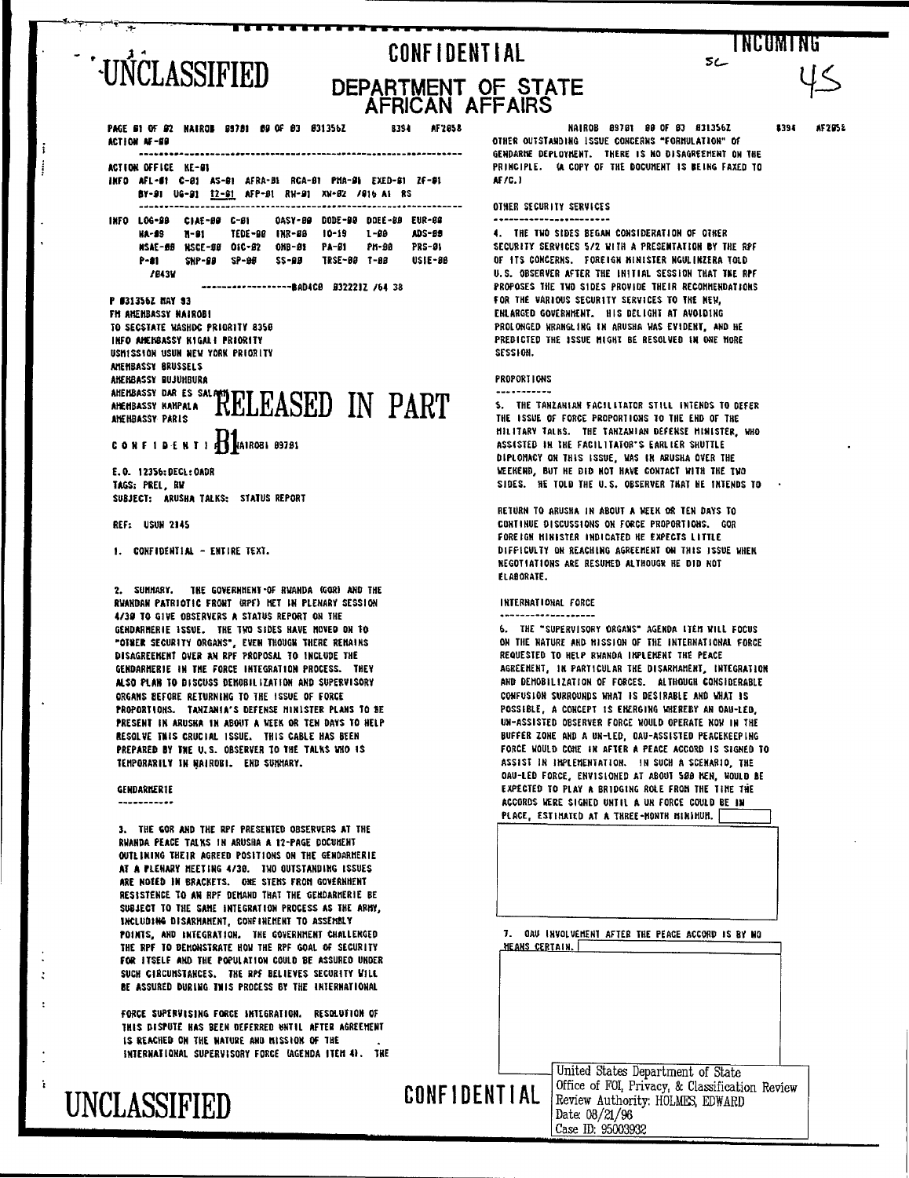UNCLASSIFIED

CONFIDENTIAL

DEPARTMENT OF STATE
AFRICAN AFFAIRS

INCOMING

SC

45

PAGE 01 OF 02 NAIROB 08701 00 OF 03 031356Z 8394 AF2058
ACTION AF-00

ACTION OFFICE KE-01
INFO AFL-01 C-01 AS-01 AFRA-01 RCA-01 PMA-01 EXED-01 ZF-01
BY-01 UG-01 TZ-01 AFP-01 RW-01 XW-02 /016 A1 RS

INFO LOG-00 CIAE-00 C-01 OASY-00 DODE-00 DOEE-00 EUR-00
HA-09 H-01 TEDE-00 INR-00 10-19 L-00 ADS-00
NSAE-00 NSCE-00 OIC-02 OMB-01 PA-01 PM-00 PRS-01
P-01 SNP-00 SP-00 SS-00 TRSE-00 T-00 USIE-00
/043W
------------------8AD4C8 032221Z /64 38

P 031356Z MAY 93
FM AMEMBASSY NAIROBI
TO SECSTATE WASHDC PRIORITY 8350
INFO AMEMBASSY KIGALI PRIORITY
USMISSION USUN NEW YORK PRIORITY
AMEMBASSY BRUSSELS
AMEMBASSY BUJUMBURA
AMEMBASSY DAR ES SALAAM
AMEMBASSY KAMPALA
AMEMBASSY PARIS

RELEASED IN PART
B1

CONFIDENTIAL NAIROBI 08701

E.O. 12356:DECL:OADR
TAGS: PREL, RW
SUBJECT: ARUSHA TALKS: STATUS REPORT

REF: USUN 2145

1. CONFIDENTIAL - ENTIRE TEXT.

2. SUMMARY. THE GOVERNMENT OF RWANDA (GOR) AND THE RWANDAN PATRIOTIC FRONT (RPF) MET IN PLENARY SESSION 4/30 TO GIVE OBSERVERS A STATUS REPORT ON THE GENDARMERIE ISSUE. THE TWO SIDES HAVE MOVED ON TO "OTHER SECURITY ORGANS", EVEN THOUGH THERE REMAINS DISAGREEMENT OVER AN RPF PROPOSAL TO INCLUDE THE GENDARMERIE IN THE FORCE INTEGRATION PROCESS. THEY ALSO PLAN TO DISCUSS DEMOBILIZATION AND SUPERVISORY ORGANS BEFORE RETURNING TO THE ISSUE OF FORCE PROPORTIONS. TANZANIA'S DEFENSE MINISTER PLANS TO BE PRESENT IN ARUSHA IN ABOUT A WEEK OR TEN DAYS TO HELP RESOLVE THIS CRUCIAL ISSUE. THIS CABLE HAS BEEN PREPARED BY THE U.S. OBSERVER TO THE TALKS WHO IS TEMPORARILY IN NAIROBI. END SUMMARY.

GENDARMERIE

3. THE GOR AND THE RPF PRESENTED OBSERVERS AT THE RWANDA PEACE TALKS IN ARUSHA A 12-PAGE DOCUMENT OUTLINING THEIR AGREED POSITIONS ON THE GENDARMERIE AT A PLENARY MEETING 4/30. TWO OUTSTANDING ISSUES ARE NOTED IN BRACKETS. ONE STEMS FROM GOVERNMENT RESISTENCE TO AN RPF DEMAND THAT THE GENDARMERIE BE SUBJECT TO THE SAME INTEGRATION PROCESS AS THE ARMY, INCLUDING DISARMAMENT, CONFINEMENT TO ASSEMBLY POINTS, AND INTEGRATION. THE GOVERNMENT CHALLENGED THE RPF TO DEMONSTRATE HOW THE RPF GOAL OF SECURITY FOR ITSELF AND THE POPULATION COULD BE ASSURED UNDER SUCH CIRCUMSTANCES. THE RPF BELIEVES SECURITY WILL BE ASSURED DURING THIS PROCESS BY THE INTERNATIONAL FORCE SUPERVISING FORCE INTEGRATION. RESOLUTION OF THIS DISPUTE HAS BEEN DEFERRED UNTIL AFTER AGREEMENT IS REACHED ON THE NATURE AND MISSION OF THE INTERNATIONAL SUPERVISORY FORCE (AGENDA ITEM 4). THE OTHER OUTSTANDING ISSUE CONCERNS "FORMULATION" OF GENDARME DEPLOYMENT. THERE IS NO DISAGREEMENT ON THE PRINCIPLE. (A COPY OF THE DOCUMENT IS BEING FAXED TO AF/C.)

OTHER SECURITY SERVICES

4. THE TWO SIDES BEGAN CONSIDERATION OF OTHER SECURITY SERVICES 5/2 WITH A PRESENTATION BY THE RPF OF ITS CONCERNS. FOREIGN MINISTER NGULINZERA TOLD U.S. OBSERVER AFTER THE INITIAL SESSION THAT THE RPF PROPOSES THE TWO SIDES PROVIDE THEIR RECOMMENDATIONS FOR THE VARIOUS SECURITY SERVICES TO THE NEW, ENLARGED GOVERNMENT. HIS DELIGHT AT AVOIDING PROLONGED WRANGLING IN ARUSHA WAS EVIDENT, AND HE PREDICTED THE ISSUE MIGHT BE RESOLVED IN ONE MORE SESSION.

PROPORTIONS

5. THE TANZANIAN FACILITATOR STILL INTENDS TO DEFER THE ISSUE OF FORCE PROPORTIONS TO THE END OF THE MILITARY TALKS. THE TANZANIAN DEFENSE MINISTER, WHO ASSISTED IN THE FACILITATOR'S EARLIER SHUTTLE DIPLOMACY ON THIS ISSUE, WAS IN ARUSHA OVER THE WEEKEND, BUT HE DID NOT HAVE CONTACT WITH THE TWO SIDES. HE TOLD THE U.S. OBSERVER THAT HE INTENDS TO RETURN TO ARUSHA IN ABOUT A WEEK OR TEN DAYS TO CONTINUE DISCUSSIONS ON FORCE PROPORTIONS. GOR FOREIGN MINISTER INDICATED HE EXPECTS LITTLE DIFFICULTY ON REACHING AGREEMENT ON THIS ISSUE WHEN NEGOTIATIONS ARE RESUMED ALTHOUGH HE DID NOT ELABORATE.

INTERNATIONAL FORCE

6. THE "SUPERVISORY ORGANS" AGENDA ITEM WILL FOCUS ON THE NATURE AND MISSION OF THE INTERNATIONAL FORCE REQUESTED TO HELP RWANDA IMPLEMENT THE PEACE AGREEMENT, IN PARTICULAR THE DISARMAMENT, INTEGRATION AND DEMOBILIZATION OF FORCES. ALTHOUGH CONSIDERABLE CONFUSION SURROUNDS WHAT IS DESIRABLE AND WHAT IS POSSIBLE, A CONCEPT IS EMERGING WHEREBY AN OAU-LED, UN-ASSISTED OBSERVER FORCE WOULD OPERATE NOW IN THE BUFFER ZONE AND A UN-LED, OAU-ASSISTED PEACEKEEPING FORCE WOULD COME IN AFTER A PEACE ACCORD IS SIGNED TO ASSIST IN IMPLEMENTATION. IN SUCH A SCENARIO, THE OAU-LED FORCE, ENVISIONED AT ABOUT 500 MEN, WOULD BE EXPECTED TO PLAY A BRIDGING ROLE FROM THE TIME THE ACCORDS WERE SIGNED UNTIL A UN FORCE COULD BE IN PLACE, ESTIMATED AT A THREE-MONTH MINIMUM.

7. OAU INVOLVEMENT AFTER THE PEACE ACCORD IS BY NO MEANS CERTAIN.

UNCLASSIFIED

CONFIDENTIAL

United States Department of State
Office of FOI, Privacy, & Classification Review
Review Authority: HOLMES, EDWARD
Date: 08/21/96
Case ID: 95003932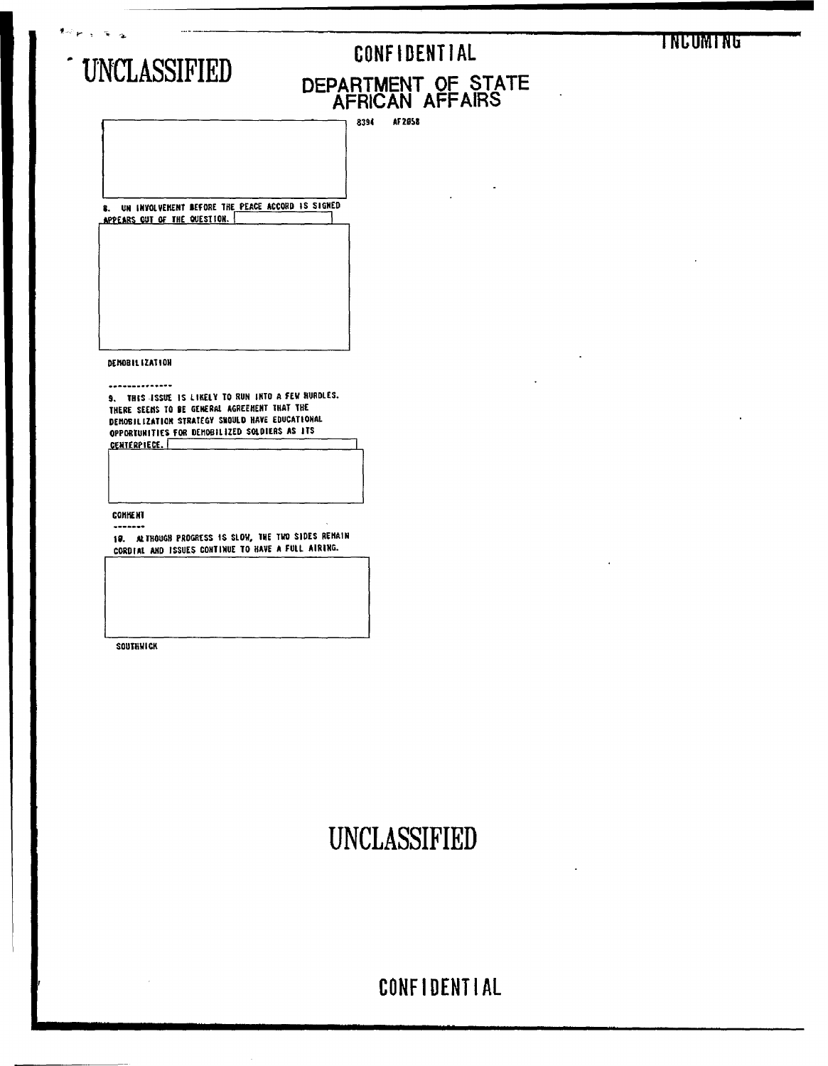UNCLASSIFIED

CONFIDENTIAL

DEPARTMENT OF STATE
AFRICAN AFFAIRS

INCOMING

8394 AF2058

8. UN INVOLVEMENT BEFORE THE PEACE ACCORD IS SIGNED APPEARS OUT OF THE QUESTION.

DEMOBILIZATION

--------------

9. THIS ISSUE IS LIKELY TO RUN INTO A FEW HURDLES. THERE SEEMS TO BE GENERAL AGREEMENT THAT THE DEMOBILIZATION STRATEGY SHOULD HAVE EDUCATIONAL OPPORTUNITIES FOR DEMOBILIZED SOLDIERS AS ITS CENTERPIECE.

COMMENT

-------

10. ALTHOUGH PROGRESS IS SLOW, THE TWO SIDES REMAIN CORDIAL AND ISSUES CONTINUE TO HAVE A FULL AIRING.

SOUTHWICK

UNCLASSIFIED

CONFIDENTIAL